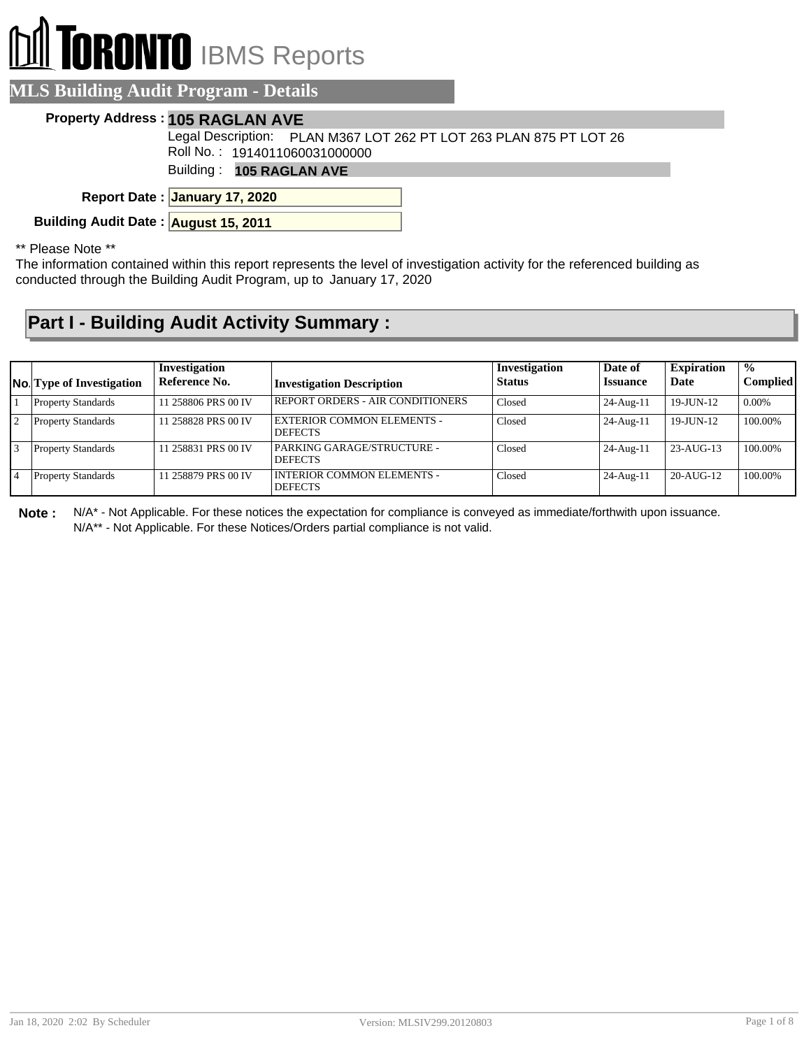# TORONTO IBMS Reports

## MLS Building Audit Program - Details

**Property Address :** **105 RAGLAN AVE**

Legal Description: PLAN M367 LOT 262 PT LOT 263 PLAN 875 PT LOT 26

Roll No. : 1914011060031000000

Building : **105 RAGLAN AVE**

**Report Date :** **January 17, 2020**

**Building Audit Date :** **August 15, 2011**

** Please Note **

The information contained within this report represents the level of investigation activity for the referenced building as conducted through the Building Audit Program, up to January 17, 2020

## Part I - Building Audit Activity Summary :

| No. | Type of Investigation | Investigation Reference No. | Investigation Description | Investigation Status | Date of Issuance | Expiration Date | % Complied |
|---|---|---|---|---|---|---|---|
| 1 | Property Standards | 11 258806 PRS 00 IV | REPORT ORDERS - AIR CONDITIONERS | Closed | 24-Aug-11 | 19-JUN-12 | 0.00% |
| 2 | Property Standards | 11 258828 PRS 00 IV | EXTERIOR COMMON ELEMENTS - DEFECTS | Closed | 24-Aug-11 | 19-JUN-12 | 100.00% |
| 3 | Property Standards | 11 258831 PRS 00 IV | PARKING GARAGE/STRUCTURE - DEFECTS | Closed | 24-Aug-11 | 23-AUG-13 | 100.00% |
| 4 | Property Standards | 11 258879 PRS 00 IV | INTERIOR COMMON ELEMENTS - DEFECTS | Closed | 24-Aug-11 | 20-AUG-12 | 100.00% |

**Note :** N/A* - Not Applicable. For these notices the expectation for compliance is conveyed as immediate/forthwith upon issuance.
N/A** - Not Applicable. For these Notices/Orders partial compliance is not valid.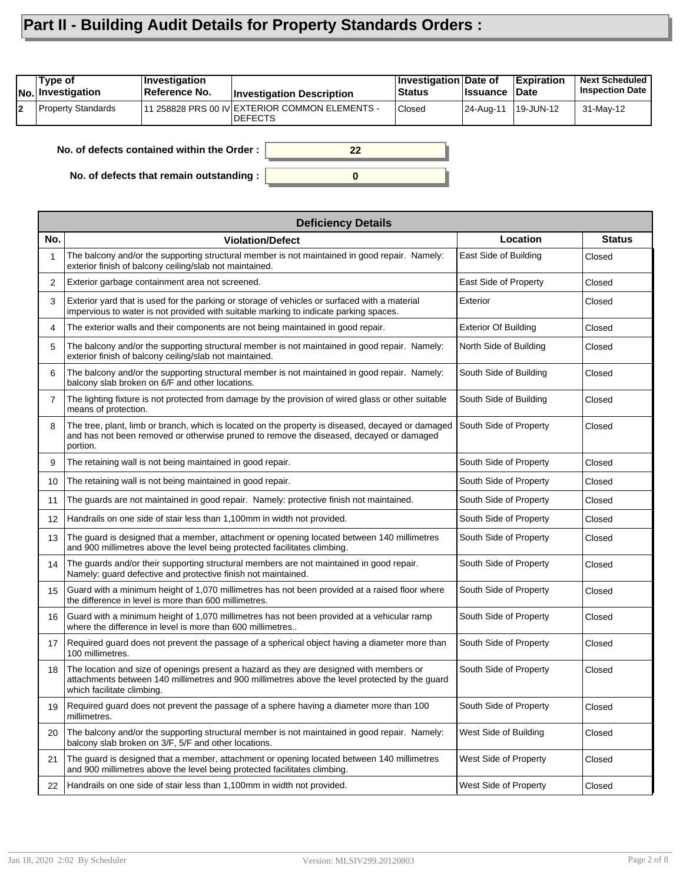# Part II - Building Audit Details for Property Standards Orders :

| No. | Type of Investigation | Investigation Reference No. | Investigation Description | Investigation Status | Date of Issuance | Expiration Date | Next Scheduled Inspection Date |
|---|---|---|---|---|---|---|---|
| 2 | Property Standards | 11 258828 PRS 00 IV | EXTERIOR COMMON ELEMENTS - DEFECTS | Closed | 24-Aug-11 | 19-JUN-12 | 31-May-12 |

**No. of defects contained within the Order :** 22

**No. of defects that remain outstanding :** 0

**Deficiency Details**

| No. | Violation/Defect | Location | Status |
|---|---|---|---|
| 1 | The balcony and/or the supporting structural member is not maintained in good repair. Namely: exterior finish of balcony ceiling/slab not maintained. | East Side of Building | Closed |
| 2 | Exterior garbage containment area not screened. | East Side of Property | Closed |
| 3 | Exterior yard that is used for the parking or storage of vehicles or surfaced with a material impervious to water is not provided with suitable marking to indicate parking spaces. | Exterior | Closed |
| 4 | The exterior walls and their components are not being maintained in good repair. | Exterior Of Building | Closed |
| 5 | The balcony and/or the supporting structural member is not maintained in good repair. Namely: exterior finish of balcony ceiling/slab not maintained. | North Side of Building | Closed |
| 6 | The balcony and/or the supporting structural member is not maintained in good repair. Namely: balcony slab broken on 6/F and other locations. | South Side of Building | Closed |
| 7 | The lighting fixture is not protected from damage by the provision of wired glass or other suitable means of protection. | South Side of Building | Closed |
| 8 | The tree, plant, limb or branch, which is located on the property is diseased, decayed or damaged and has not been removed or otherwise pruned to remove the diseased, decayed or damaged portion. | South Side of Property | Closed |
| 9 | The retaining wall is not being maintained in good repair. | South Side of Property | Closed |
| 10 | The retaining wall is not being maintained in good repair. | South Side of Property | Closed |
| 11 | The guards are not maintained in good repair. Namely: protective finish not maintained. | South Side of Property | Closed |
| 12 | Handrails on one side of stair less than 1,100mm in width not provided. | South Side of Property | Closed |
| 13 | The guard is designed that a member, attachment or opening located between 140 millimetres and 900 millimetres above the level being protected facilitates climbing. | South Side of Property | Closed |
| 14 | The guards and/or their supporting structural members are not maintained in good repair. Namely: guard defective and protective finish not maintained. | South Side of Property | Closed |
| 15 | Guard with a minimum height of 1,070 millimetres has not been provided at a raised floor where the difference in level is more than 600 millimetres. | South Side of Property | Closed |
| 16 | Guard with a minimum height of 1,070 millimetres has not been provided at a vehicular ramp where the difference in level is more than 600 millimetres.. | South Side of Property | Closed |
| 17 | Required guard does not prevent the passage of a spherical object having a diameter more than 100 millimetres. | South Side of Property | Closed |
| 18 | The location and size of openings present a hazard as they are designed with members or attachments between 140 millimetres and 900 millimetres above the level protected by the guard which facilitate climbing. | South Side of Property | Closed |
| 19 | Required guard does not prevent the passage of a sphere having a diameter more than 100 millimetres. | South Side of Property | Closed |
| 20 | The balcony and/or the supporting structural member is not maintained in good repair. Namely: balcony slab broken on 3/F, 5/F and other locations. | West Side of Building | Closed |
| 21 | The guard is designed that a member, attachment or opening located between 140 millimetres and 900 millimetres above the level being protected facilitates climbing. | West Side of Property | Closed |
| 22 | Handrails on one side of stair less than 1,100mm in width not provided. | West Side of Property | Closed |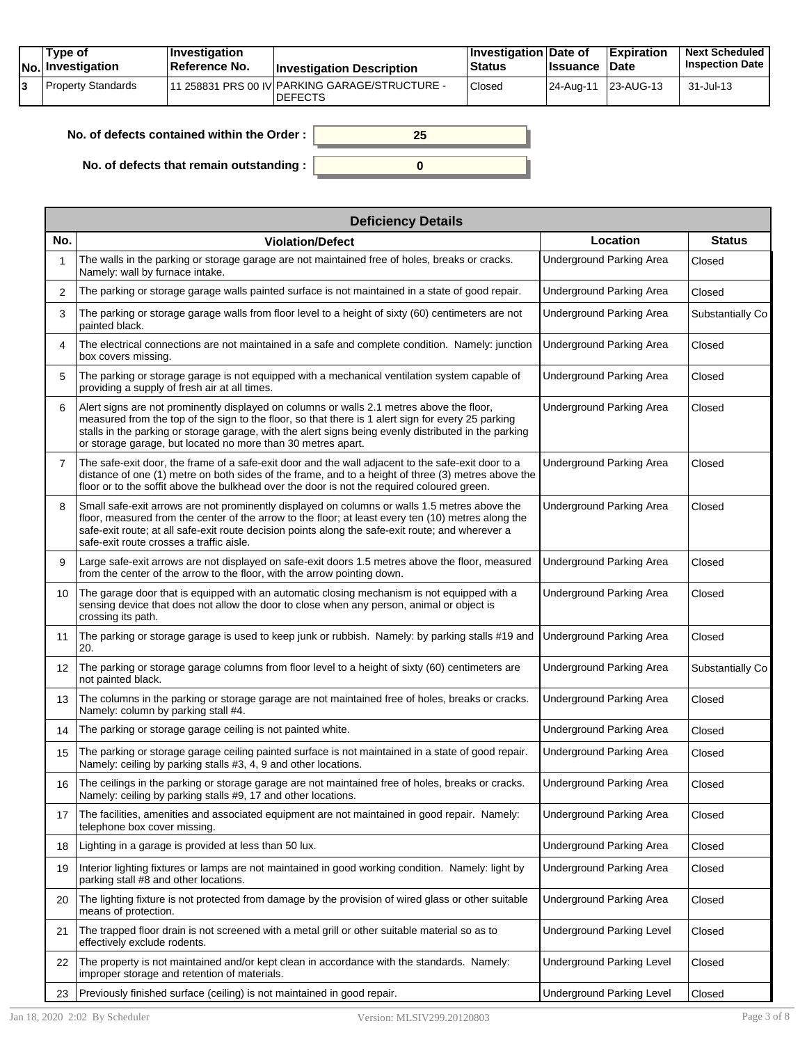| No. | Type of Investigation | Investigation Reference No. | Investigation Description | Investigation Status | Date of Issuance | Expiration Date | Next Scheduled Inspection Date |
|---|---|---|---|---|---|---|---|
| 3 | Property Standards | 11 258831 PRS 00 IV | PARKING GARAGE/STRUCTURE - DEFECTS | Closed | 24-Aug-11 | 23-AUG-13 | 31-Jul-13 |

**No. of defects contained within the Order :** 25

**No. of defects that remain outstanding :** 0

| Deficiency Details | | | |
|---|---|---|---|
| **No.** | **Violation/Defect** | **Location** | **Status** |
| 1 | The walls in the parking or storage garage are not maintained free of holes, breaks or cracks. Namely: wall by furnace intake. | Underground Parking Area | Closed |
| 2 | The parking or storage garage walls painted surface is not maintained in a state of good repair. | Underground Parking Area | Closed |
| 3 | The parking or storage garage walls from floor level to a height of sixty (60) centimeters are not painted black. | Underground Parking Area | Substantially Co |
| 4 | The electrical connections are not maintained in a safe and complete condition. Namely: junction box covers missing. | Underground Parking Area | Closed |
| 5 | The parking or storage garage is not equipped with a mechanical ventilation system capable of providing a supply of fresh air at all times. | Underground Parking Area | Closed |
| 6 | Alert signs are not prominently displayed on columns or walls 2.1 metres above the floor, measured from the top of the sign to the floor, so that there is 1 alert sign for every 25 parking stalls in the parking or storage garage, with the alert signs being evenly distributed in the parking or storage garage, but located no more than 30 metres apart. | Underground Parking Area | Closed |
| 7 | The safe-exit door, the frame of a safe-exit door and the wall adjacent to the safe-exit door to a distance of one (1) metre on both sides of the frame, and to a height of three (3) metres above the floor or to the soffit above the bulkhead over the door is not the required coloured green. | Underground Parking Area | Closed |
| 8 | Small safe-exit arrows are not prominently displayed on columns or walls 1.5 metres above the floor, measured from the center of the arrow to the floor; at least every ten (10) metres along the safe-exit route; at all safe-exit route decision points along the safe-exit route; and wherever a safe-exit route crosses a traffic aisle. | Underground Parking Area | Closed |
| 9 | Large safe-exit arrows are not displayed on safe-exit doors 1.5 metres above the floor, measured from the center of the arrow to the floor, with the arrow pointing down. | Underground Parking Area | Closed |
| 10 | The garage door that is equipped with an automatic closing mechanism is not equipped with a sensing device that does not allow the door to close when any person, animal or object is crossing its path. | Underground Parking Area | Closed |
| 11 | The parking or storage garage is used to keep junk or rubbish. Namely: by parking stalls #19 and 20. | Underground Parking Area | Closed |
| 12 | The parking or storage garage columns from floor level to a height of sixty (60) centimeters are not painted black. | Underground Parking Area | Substantially Co |
| 13 | The columns in the parking or storage garage are not maintained free of holes, breaks or cracks. Namely: column by parking stall #4. | Underground Parking Area | Closed |
| 14 | The parking or storage garage ceiling is not painted white. | Underground Parking Area | Closed |
| 15 | The parking or storage garage ceiling painted surface is not maintained in a state of good repair. Namely: ceiling by parking stalls #3, 4, 9 and other locations. | Underground Parking Area | Closed |
| 16 | The ceilings in the parking or storage garage are not maintained free of holes, breaks or cracks. Namely: ceiling by parking stalls #9, 17 and other locations. | Underground Parking Area | Closed |
| 17 | The facilities, amenities and associated equipment are not maintained in good repair. Namely: telephone box cover missing. | Underground Parking Area | Closed |
| 18 | Lighting in a garage is provided at less than 50 lux. | Underground Parking Area | Closed |
| 19 | Interior lighting fixtures or lamps are not maintained in good working condition. Namely: light by parking stall #8 and other locations. | Underground Parking Area | Closed |
| 20 | The lighting fixture is not protected from damage by the provision of wired glass or other suitable means of protection. | Underground Parking Area | Closed |
| 21 | The trapped floor drain is not screened with a metal grill or other suitable material so as to effectively exclude rodents. | Underground Parking Level | Closed |
| 22 | The property is not maintained and/or kept clean in accordance with the standards. Namely: improper storage and retention of materials. | Underground Parking Level | Closed |
| 23 | Previously finished surface (ceiling) is not maintained in good repair. | Underground Parking Level | Closed |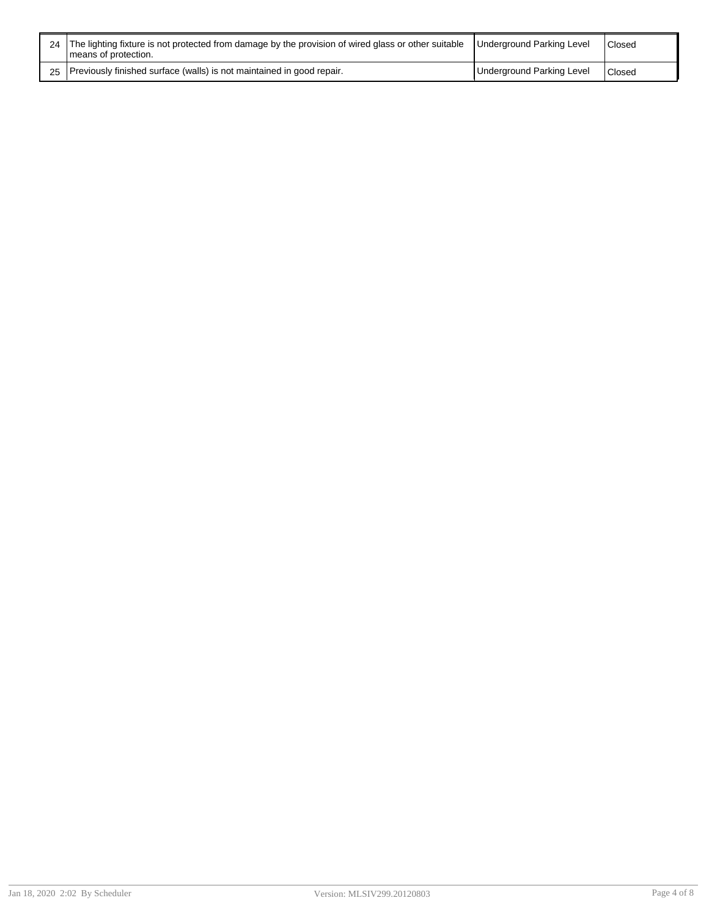| 24 | The lighting fixture is not protected from damage by the provision of wired glass or other suitable means of protection. | Underground Parking Level | Closed |
|---|---|---|---|
| 25 | Previously finished surface (walls) is not maintained in good repair. | Underground Parking Level | Closed |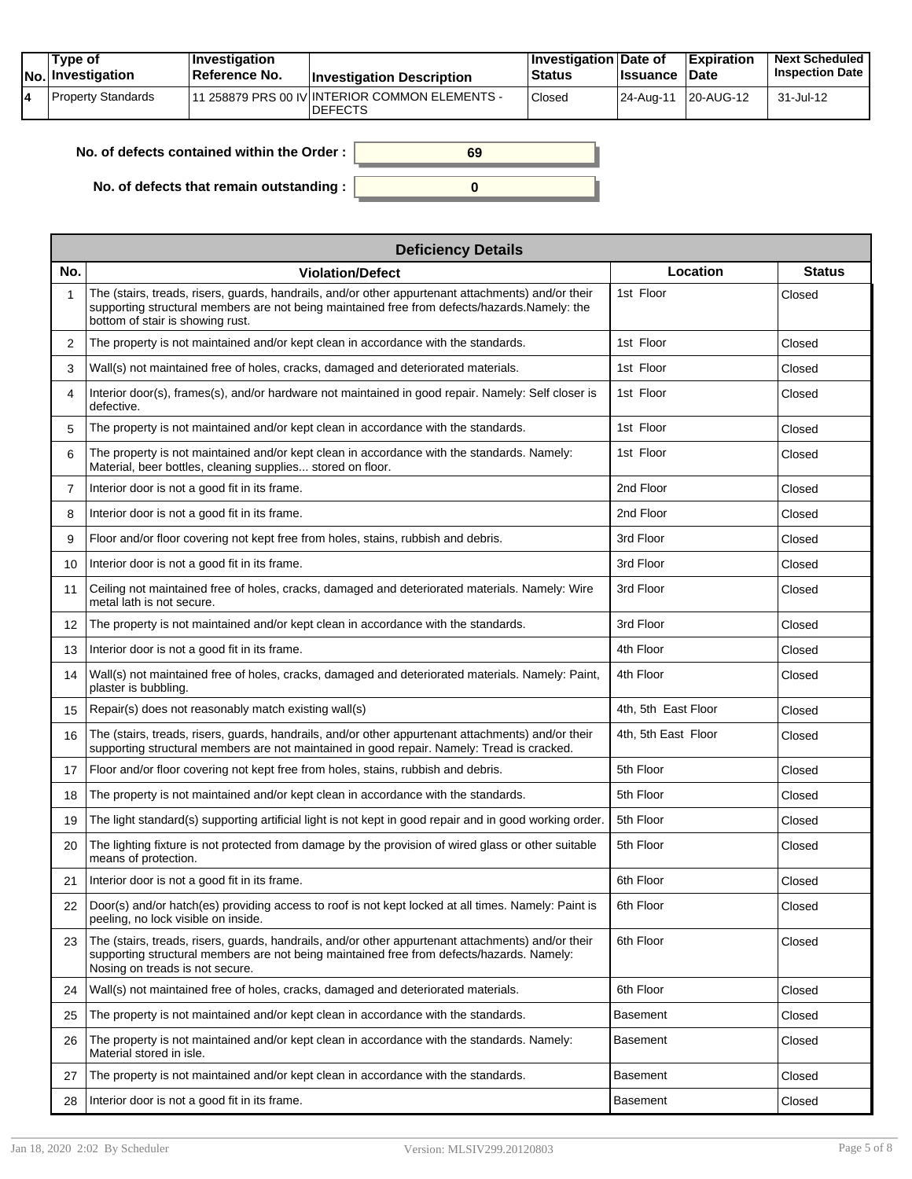| No. | Type of Investigation | Investigation Reference No. | Investigation Description | Investigation Status | Date of Issuance | Expiration Date | Next Scheduled Inspection Date |
|---|---|---|---|---|---|---|---|
| 4 | Property Standards | 11 258879 PRS 00 IV | INTERIOR COMMON ELEMENTS - DEFECTS | Closed | 24-Aug-11 | 20-AUG-12 | 31-Jul-12 |

**No. of defects contained within the Order :** 69

**No. of defects that remain outstanding :** 0

| Deficiency Details | | | |
|---|---|---|---|
| **No.** | **Violation/Defect** | **Location** | **Status** |
| 1 | The (stairs, treads, risers, guards, handrails, and/or other appurtenant attachments) and/or their supporting structural members are not being maintained free from defects/hazards.Namely: the bottom of stair is showing rust. | 1st Floor | Closed |
| 2 | The property is not maintained and/or kept clean in accordance with the standards. | 1st Floor | Closed |
| 3 | Wall(s) not maintained free of holes, cracks, damaged and deteriorated materials. | 1st Floor | Closed |
| 4 | Interior door(s), frames(s), and/or hardware not maintained in good repair. Namely: Self closer is defective. | 1st Floor | Closed |
| 5 | The property is not maintained and/or kept clean in accordance with the standards. | 1st Floor | Closed |
| 6 | The property is not maintained and/or kept clean in accordance with the standards. Namely: Material, beer bottles, cleaning supplies... stored on floor. | 1st Floor | Closed |
| 7 | Interior door is not a good fit in its frame. | 2nd Floor | Closed |
| 8 | Interior door is not a good fit in its frame. | 2nd Floor | Closed |
| 9 | Floor and/or floor covering not kept free from holes, stains, rubbish and debris. | 3rd Floor | Closed |
| 10 | Interior door is not a good fit in its frame. | 3rd Floor | Closed |
| 11 | Ceiling not maintained free of holes, cracks, damaged and deteriorated materials. Namely: Wire metal lath is not secure. | 3rd Floor | Closed |
| 12 | The property is not maintained and/or kept clean in accordance with the standards. | 3rd Floor | Closed |
| 13 | Interior door is not a good fit in its frame. | 4th Floor | Closed |
| 14 | Wall(s) not maintained free of holes, cracks, damaged and deteriorated materials. Namely: Paint, plaster is bubbling. | 4th Floor | Closed |
| 15 | Repair(s) does not reasonably match existing wall(s) | 4th, 5th East Floor | Closed |
| 16 | The (stairs, treads, risers, guards, handrails, and/or other appurtenant attachments) and/or their supporting structural members are not maintained in good repair. Namely: Tread is cracked. | 4th, 5th East Floor | Closed |
| 17 | Floor and/or floor covering not kept free from holes, stains, rubbish and debris. | 5th Floor | Closed |
| 18 | The property is not maintained and/or kept clean in accordance with the standards. | 5th Floor | Closed |
| 19 | The light standard(s) supporting artificial light is not kept in good repair and in good working order. | 5th Floor | Closed |
| 20 | The lighting fixture is not protected from damage by the provision of wired glass or other suitable means of protection. | 5th Floor | Closed |
| 21 | Interior door is not a good fit in its frame. | 6th Floor | Closed |
| 22 | Door(s) and/or hatch(es) providing access to roof is not kept locked at all times. Namely: Paint is peeling, no lock visible on inside. | 6th Floor | Closed |
| 23 | The (stairs, treads, risers, guards, handrails, and/or other appurtenant attachments) and/or their supporting structural members are not being maintained free from defects/hazards. Namely: Nosing on treads is not secure. | 6th Floor | Closed |
| 24 | Wall(s) not maintained free of holes, cracks, damaged and deteriorated materials. | 6th Floor | Closed |
| 25 | The property is not maintained and/or kept clean in accordance with the standards. | Basement | Closed |
| 26 | The property is not maintained and/or kept clean in accordance with the standards. Namely: Material stored in isle. | Basement | Closed |
| 27 | The property is not maintained and/or kept clean in accordance with the standards. | Basement | Closed |
| 28 | Interior door is not a good fit in its frame. | Basement | Closed |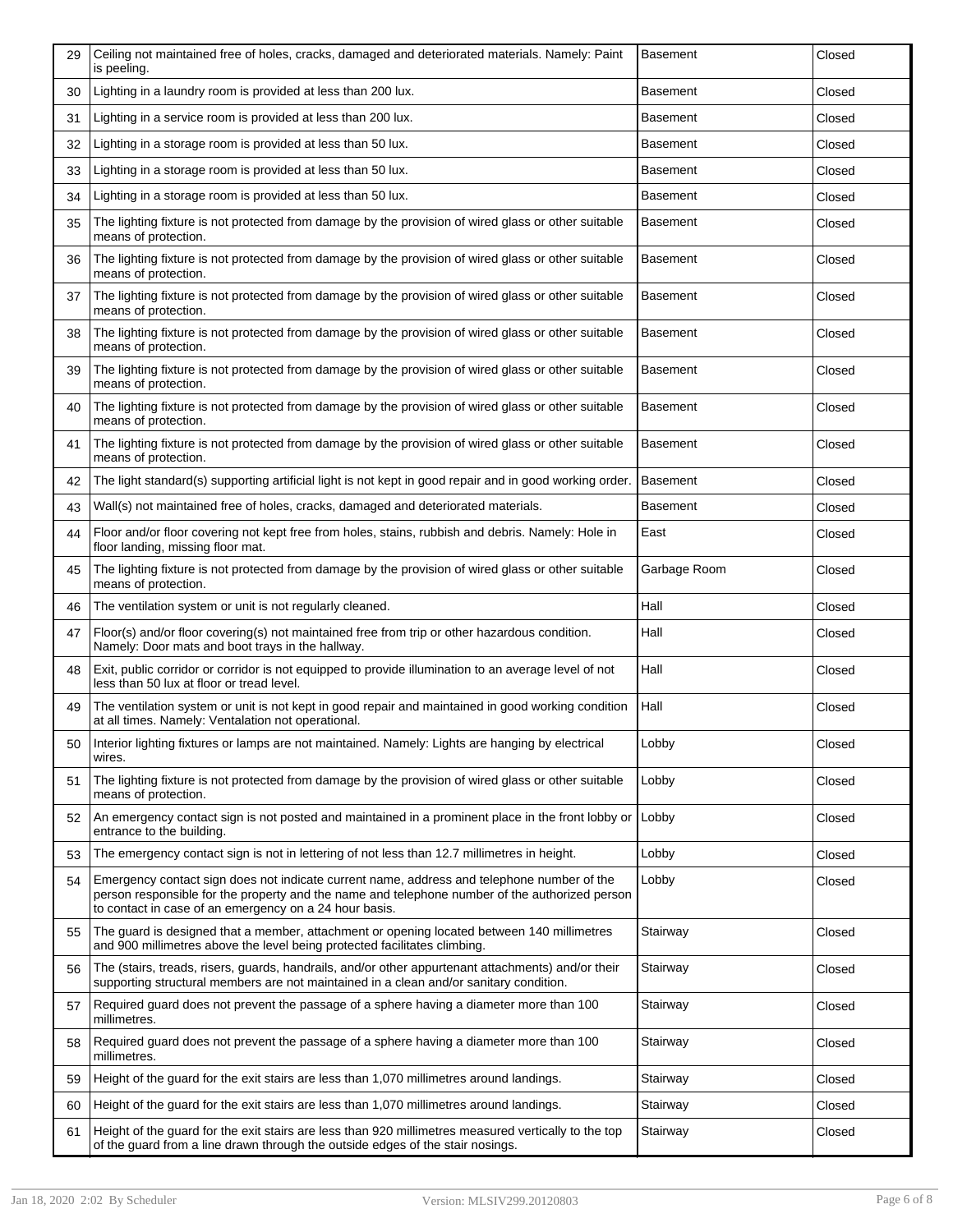| | | | |
|---|---|---|---|
| 29 | Ceiling not maintained free of holes, cracks, damaged and deteriorated materials. Namely: Paint is peeling. | Basement | Closed |
| 30 | Lighting in a laundry room is provided at less than 200 lux. | Basement | Closed |
| 31 | Lighting in a service room is provided at less than 200 lux. | Basement | Closed |
| 32 | Lighting in a storage room is provided at less than 50 lux. | Basement | Closed |
| 33 | Lighting in a storage room is provided at less than 50 lux. | Basement | Closed |
| 34 | Lighting in a storage room is provided at less than 50 lux. | Basement | Closed |
| 35 | The lighting fixture is not protected from damage by the provision of wired glass or other suitable means of protection. | Basement | Closed |
| 36 | The lighting fixture is not protected from damage by the provision of wired glass or other suitable means of protection. | Basement | Closed |
| 37 | The lighting fixture is not protected from damage by the provision of wired glass or other suitable means of protection. | Basement | Closed |
| 38 | The lighting fixture is not protected from damage by the provision of wired glass or other suitable means of protection. | Basement | Closed |
| 39 | The lighting fixture is not protected from damage by the provision of wired glass or other suitable means of protection. | Basement | Closed |
| 40 | The lighting fixture is not protected from damage by the provision of wired glass or other suitable means of protection. | Basement | Closed |
| 41 | The lighting fixture is not protected from damage by the provision of wired glass or other suitable means of protection. | Basement | Closed |
| 42 | The light standard(s) supporting artificial light is not kept in good repair and in good working order. | Basement | Closed |
| 43 | Wall(s) not maintained free of holes, cracks, damaged and deteriorated materials. | Basement | Closed |
| 44 | Floor and/or floor covering not kept free from holes, stains, rubbish and debris. Namely: Hole in floor landing, missing floor mat. | East | Closed |
| 45 | The lighting fixture is not protected from damage by the provision of wired glass or other suitable means of protection. | Garbage Room | Closed |
| 46 | The ventilation system or unit is not regularly cleaned. | Hall | Closed |
| 47 | Floor(s) and/or floor covering(s) not maintained free from trip or other hazardous condition. Namely: Door mats and boot trays in the hallway. | Hall | Closed |
| 48 | Exit, public corridor or corridor is not equipped to provide illumination to an average level of not less than 50 lux at floor or tread level. | Hall | Closed |
| 49 | The ventilation system or unit is not kept in good repair and maintained in good working condition at all times. Namely: Ventalation not operational. | Hall | Closed |
| 50 | Interior lighting fixtures or lamps are not maintained. Namely: Lights are hanging by electrical wires. | Lobby | Closed |
| 51 | The lighting fixture is not protected from damage by the provision of wired glass or other suitable means of protection. | Lobby | Closed |
| 52 | An emergency contact sign is not posted and maintained in a prominent place in the front lobby or entrance to the building. | Lobby | Closed |
| 53 | The emergency contact sign is not in lettering of not less than 12.7 millimetres in height. | Lobby | Closed |
| 54 | Emergency contact sign does not indicate current name, address and telephone number of the person responsible for the property and the name and telephone number of the authorized person to contact in case of an emergency on a 24 hour basis. | Lobby | Closed |
| 55 | The guard is designed that a member, attachment or opening located between 140 millimetres and 900 millimetres above the level being protected facilitates climbing. | Stairway | Closed |
| 56 | The (stairs, treads, risers, guards, handrails, and/or other appurtenant attachments) and/or their supporting structural members are not maintained in a clean and/or sanitary condition. | Stairway | Closed |
| 57 | Required guard does not prevent the passage of a sphere having a diameter more than 100 millimetres. | Stairway | Closed |
| 58 | Required guard does not prevent the passage of a sphere having a diameter more than 100 millimetres. | Stairway | Closed |
| 59 | Height of the guard for the exit stairs are less than 1,070 millimetres around landings. | Stairway | Closed |
| 60 | Height of the guard for the exit stairs are less than 1,070 millimetres around landings. | Stairway | Closed |
| 61 | Height of the guard for the exit stairs are less than 920 millimetres measured vertically to the top of the guard from a line drawn through the outside edges of the stair nosings. | Stairway | Closed |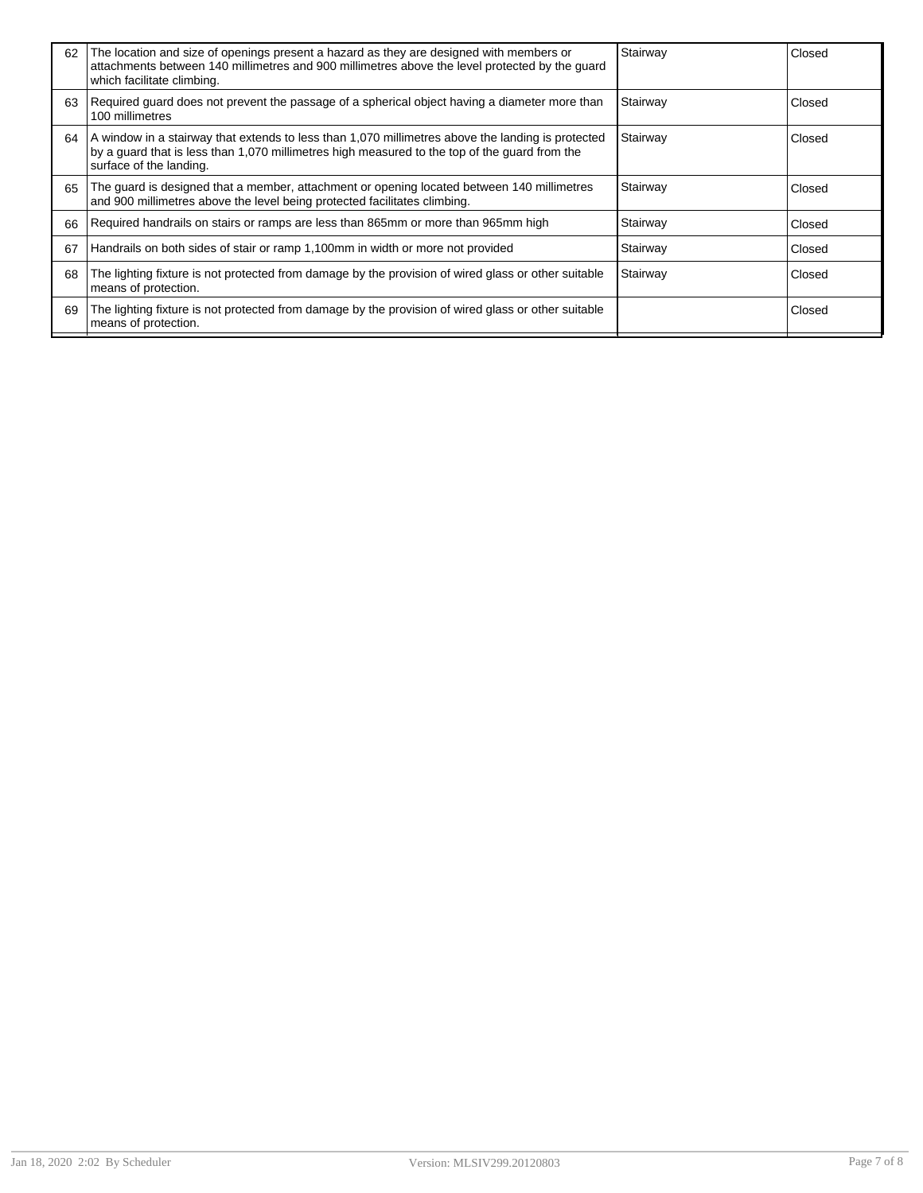| | | | |
|---|---|---|---|
| 62 | The location and size of openings present a hazard as they are designed with members or attachments between 140 millimetres and 900 millimetres above the level protected by the guard which facilitate climbing. | Stairway | Closed |
| 63 | Required guard does not prevent the passage of a spherical object having a diameter more than 100 millimetres | Stairway | Closed |
| 64 | A window in a stairway that extends to less than 1,070 millimetres above the landing is protected by a guard that is less than 1,070 millimetres high measured to the top of the guard from the surface of the landing. | Stairway | Closed |
| 65 | The guard is designed that a member, attachment or opening located between 140 millimetres and 900 millimetres above the level being protected facilitates climbing. | Stairway | Closed |
| 66 | Required handrails on stairs or ramps are less than 865mm or more than 965mm high | Stairway | Closed |
| 67 | Handrails on both sides of stair or ramp 1,100mm in width or more not provided | Stairway | Closed |
| 68 | The lighting fixture is not protected from damage by the provision of wired glass or other suitable means of protection. | Stairway | Closed |
| 69 | The lighting fixture is not protected from damage by the provision of wired glass or other suitable means of protection. | | Closed |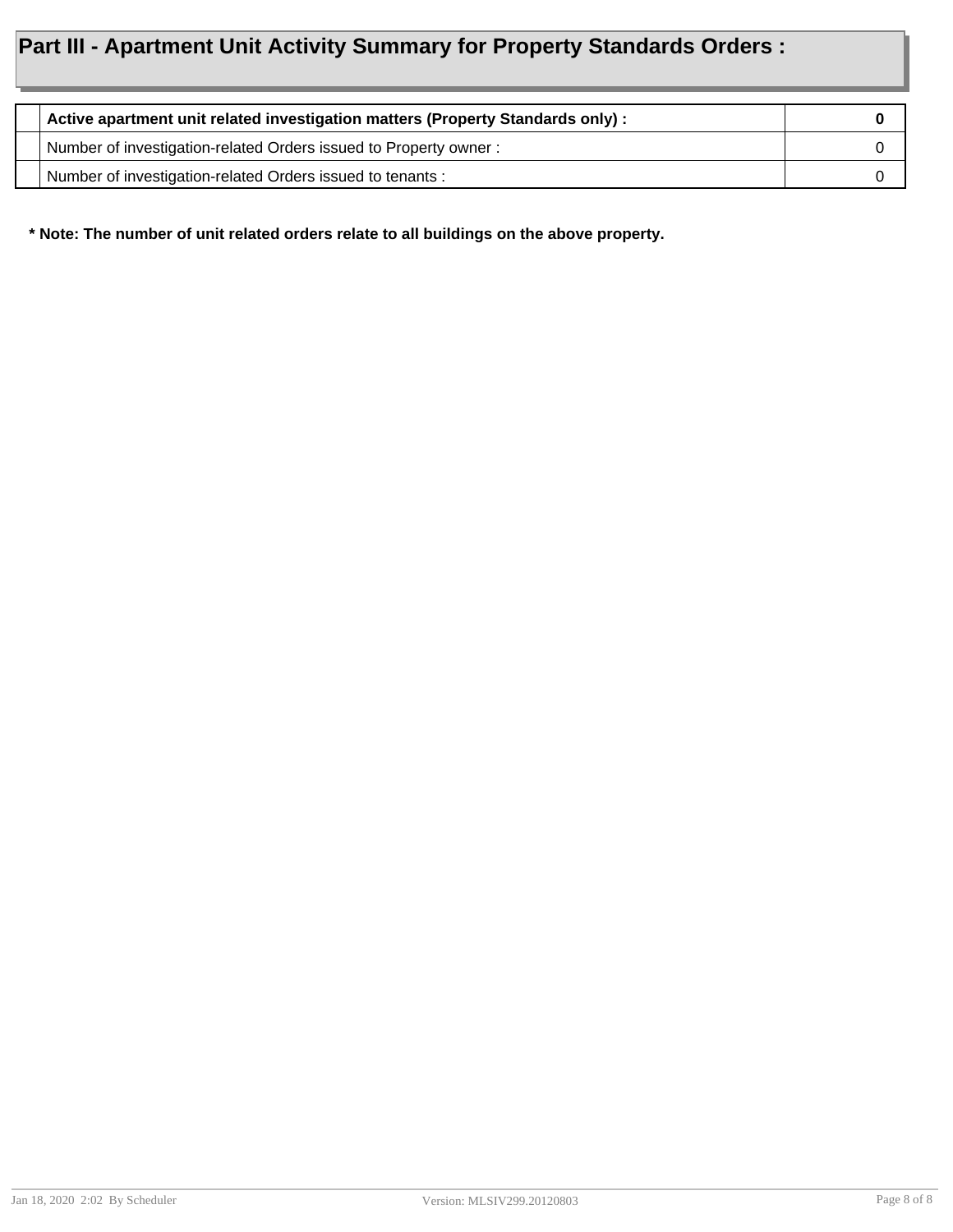# Part III - Apartment Unit Activity Summary for Property Standards Orders :

| | | |
|---|---|---|
| | **Active apartment unit related investigation matters (Property Standards only) :** | **0** |
| | Number of investigation-related Orders issued to Property owner : | 0 |
| | Number of investigation-related Orders issued to tenants : | 0 |

**\* Note: The number of unit related orders relate to all buildings on the above property.**